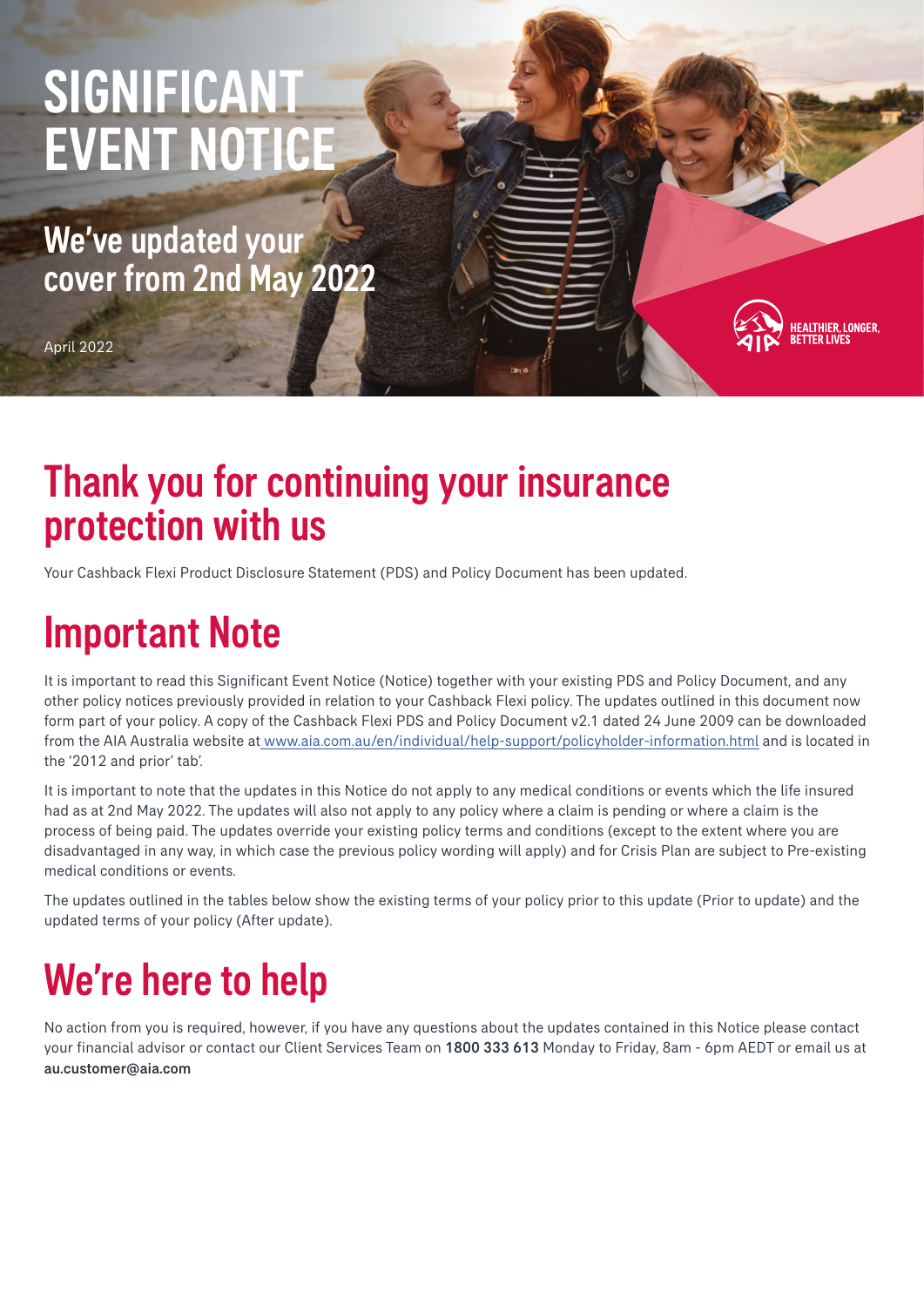# SIGNIFICANT EVENT NOTICE

## We've updated your cover from 2nd May 2022

April 2022

HEALTHIER, LONGER, BETTER LIVES

# Thank you for continuing your insurance protection with us

Your Cashback Flexi Product Disclosure Statement (PDS) and Policy Document has been updated.

# Important Note

It is important to read this Significant Event Notice (Notice) together with your existing PDS and Policy Document, and any other policy notices previously provided in relation to your Cashback Flexi policy. The updates outlined in this document now form part of your policy. A copy of the Cashback Flexi PDS and Policy Document v2.1 dated 24 June 2009 can be downloaded from the AIA Australia website at www.aia.com.au/en/individual/help-support/policyholder-information.html and is located in the '2012 and prior' tab'.

It is important to note that the updates in this Notice do not apply to any medical conditions or events which the life insured had as at 2nd May 2022. The updates will also not apply to any policy where a claim is pending or where a claim is the process of being paid. The updates override your existing policy terms and conditions (except to the extent where you are disadvantaged in any way, in which case the previous policy wording will apply) and for Crisis Plan are subject to Pre-existing medical conditions or events.

The updates outlined in the tables below show the existing terms of your policy prior to this update (Prior to update) and the updated terms of your policy (After update).

# We're here to help

No action from you is required, however, if you have any questions about the updates contained in this Notice please contact your financial advisor or contact our Client Services Team on **1800 333 613** Monday to Friday, 8am - 6pm AEDT or email us at **au.customer@aia.com**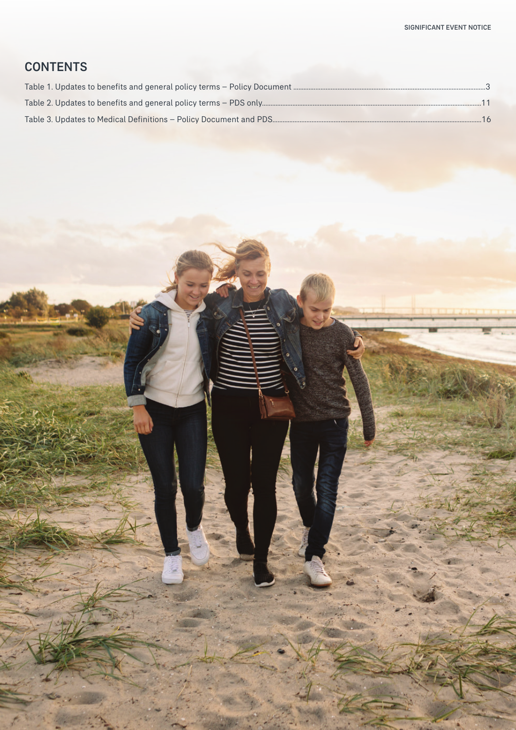## CONTENTS

Table 1. Updates to benefits and general policy terms – Policy Document .....3

Table 2. Updates to benefits and general policy terms – PDS only.....11

Table 3. Updates to Medical Definitions – Policy Document and PDS.....16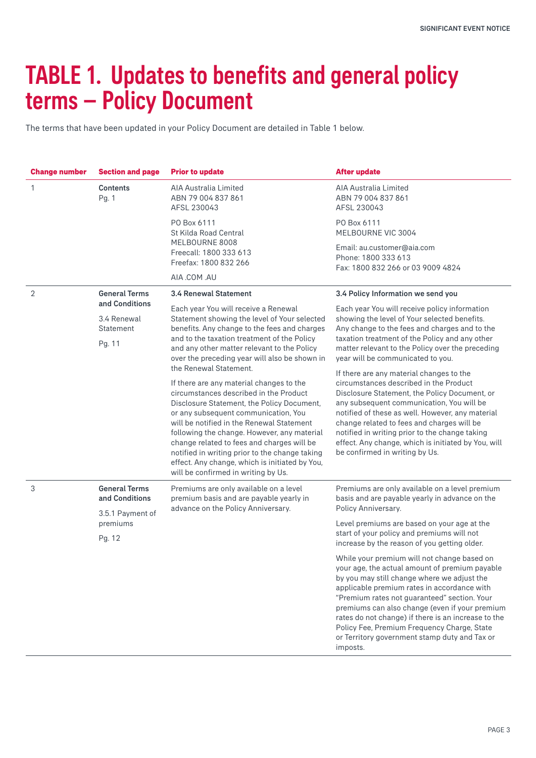# TABLE 1. Updates to benefits and general policy terms – Policy Document

The terms that have been updated in your Policy Document are detailed in Table 1 below.

| Change number | Section and page | Prior to update | After update |
|---|---|---|---|
| 1 | **Contents** Pg. 1 | AIA Australia Limited ABN 79 004 837 861 AFSL 230043<br><br>PO Box 6111 St Kilda Road Central MELBOURNE 8008 Freecall: 1800 333 613 Freefax: 1800 832 266<br><br>AIA .COM .AU | AIA Australia Limited ABN 79 004 837 861 AFSL 230043<br><br>PO Box 6111 MELBOURNE VIC 3004<br><br>Email: au.customer@aia.com Phone: 1800 333 613 Fax: 1800 832 266 or 03 9009 4824 |
| 2 | **General Terms and Conditions**<br><br>3.4 Renewal Statement<br><br>Pg. 11 | **3.4 Renewal Statement**<br><br>Each year You will receive a Renewal Statement showing the level of Your selected benefits. Any change to the fees and charges and to the taxation treatment of the Policy and any other matter relevant to the Policy over the preceding year will also be shown in the Renewal Statement.<br><br>If there are any material changes to the circumstances described in the Product Disclosure Statement, the Policy Document, or any subsequent communication, You will be notified in the Renewal Statement following the change. However, any material change related to fees and charges will be notified in writing prior to the change taking effect. Any change, which is initiated by You, will be confirmed in writing by Us. | **3.4 Policy Information we send you**<br><br>Each year You will receive policy information showing the level of Your selected benefits. Any change to the fees and charges and to the taxation treatment of the Policy and any other matter relevant to the Policy over the preceding year will be communicated to you.<br><br>If there are any material changes to the circumstances described in the Product Disclosure Statement, the Policy Document, or any subsequent communication, You will be notified of these as well. However, any material change related to fees and charges will be notified in writing prior to the change taking effect. Any change, which is initiated by You, will be confirmed in writing by Us. |
| 3 | **General Terms and Conditions**<br><br>3.5.1 Payment of premiums<br><br>Pg. 12 | Premiums are only available on a level premium basis and are payable yearly in advance on the Policy Anniversary. | Premiums are only available on a level premium basis and are payable yearly in advance on the Policy Anniversary.<br><br>Level premiums are based on your age at the start of your policy and premiums will not increase by the reason of you getting older.<br><br>While your premium will not change based on your age, the actual amount of premium payable by you may still change where we adjust the applicable premium rates in accordance with "Premium rates not guaranteed" section. Your premiums can also change (even if your premium rates do not change) if there is an increase to the Policy Fee, Premium Frequency Charge, State or Territory government stamp duty and Tax or imposts. |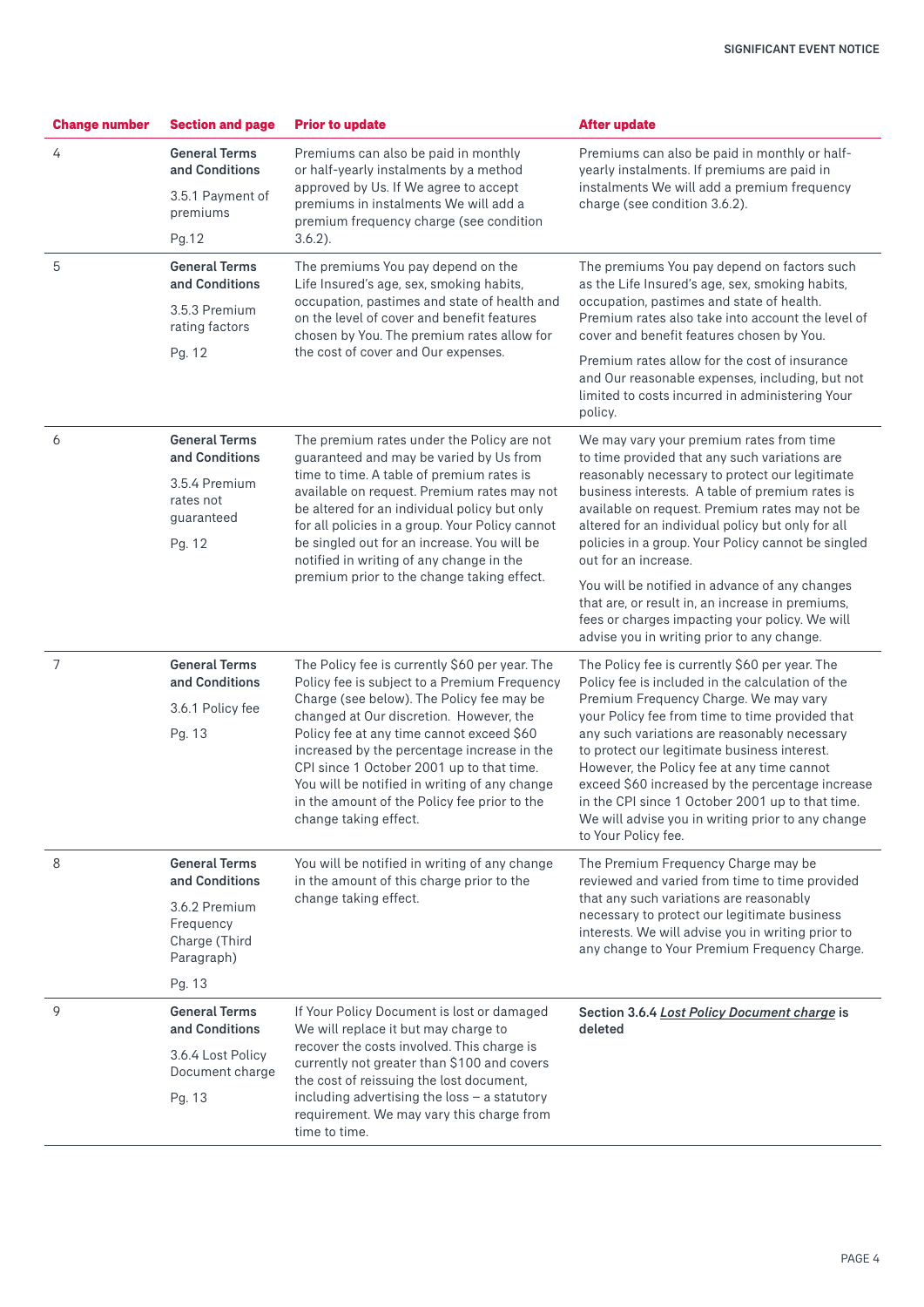| Change number | Section and page | Prior to update | After update |
|---|---|---|---|
| 4 | **General Terms and Conditions** 3.5.1 Payment of premiums Pg.12 | Premiums can also be paid in monthly or half-yearly instalments by a method approved by Us. If We agree to accept premiums in instalments We will add a premium frequency charge (see condition 3.6.2). | Premiums can also be paid in monthly or half-yearly instalments. If premiums are paid in instalments We will add a premium frequency charge (see condition 3.6.2). |
| 5 | **General Terms and Conditions** 3.5.3 Premium rating factors Pg. 12 | The premiums You pay depend on the Life Insured's age, sex, smoking habits, occupation, pastimes and state of health and on the level of cover and benefit features chosen by You. The premium rates allow for the cost of cover and Our expenses. | The premiums You pay depend on factors such as the Life Insured's age, sex, smoking habits, occupation, pastimes and state of health. Premium rates also take into account the level of cover and benefit features chosen by You. Premium rates allow for the cost of insurance and Our reasonable expenses, including, but not limited to costs incurred in administering Your policy. |
| 6 | **General Terms and Conditions** 3.5.4 Premium rates not guaranteed Pg. 12 | The premium rates under the Policy are not guaranteed and may be varied by Us from time to time. A table of premium rates is available on request. Premium rates may not be altered for an individual policy but only for all policies in a group. Your Policy cannot be singled out for an increase. You will be notified in writing of any change in the premium prior to the change taking effect. | We may vary your premium rates from time to time provided that any such variations are reasonably necessary to protect our legitimate business interests. A table of premium rates is available on request. Premium rates may not be altered for an individual policy but only for all policies in a group. Your Policy cannot be singled out for an increase. You will be notified in advance of any changes that are, or result in, an increase in premiums, fees or charges impacting your policy. We will advise you in writing prior to any change. |
| 7 | **General Terms and Conditions** 3.6.1 Policy fee Pg. 13 | The Policy fee is currently $60 per year. The Policy fee is subject to a Premium Frequency Charge (see below). The Policy fee may be changed at Our discretion. However, the Policy fee at any time cannot exceed $60 increased by the percentage increase in the CPI since 1 October 2001 up to that time. You will be notified in writing of any change in the amount of the Policy fee prior to the change taking effect. | The Policy fee is currently $60 per year. The Policy fee is included in the calculation of the Premium Frequency Charge. We may vary your Policy fee from time to time provided that any such variations are reasonably necessary to protect our legitimate business interest. However, the Policy fee at any time cannot exceed $60 increased by the percentage increase in the CPI since 1 October 2001 up to that time. We will advise you in writing prior to any change to Your Policy fee. |
| 8 | **General Terms and Conditions** 3.6.2 Premium Frequency Charge (Third Paragraph) Pg. 13 | You will be notified in writing of any change in the amount of this charge prior to the change taking effect. | The Premium Frequency Charge may be reviewed and varied from time to time provided that any such variations are reasonably necessary to protect our legitimate business interests. We will advise you in writing prior to any change to Your Premium Frequency Charge. |
| 9 | **General Terms and Conditions** 3.6.4 Lost Policy Document charge Pg. 13 | If Your Policy Document is lost or damaged We will replace it but may charge to recover the costs involved. This charge is currently not greater than $100 and covers the cost of reissuing the lost document, including advertising the loss – a statutory requirement. We may vary this charge from time to time. | **Section 3.6.4 *Lost Policy Document charge* is deleted** |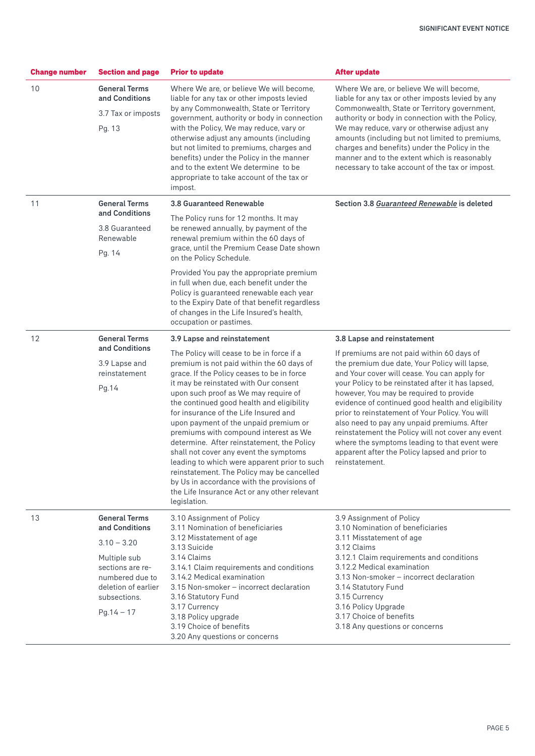| Change number | Section and page | Prior to update | After update |
|---|---|---|---|
| 10 | **General Terms and Conditions**<br>3.7 Tax or imposts<br>Pg. 13 | Where We are, or believe We will become, liable for any tax or other imposts levied by any Commonwealth, State or Territory government, authority or body in connection with the Policy, We may reduce, vary or otherwise adjust any amounts (including but not limited to premiums, charges and benefits) under the Policy in the manner and to the extent We determine to be appropriate to take account of the tax or impost. | Where We are, or believe We will become, liable for any tax or other imposts levied by any Commonwealth, State or Territory government, authority or body in connection with the Policy, We may reduce, vary or otherwise adjust any amounts (including but not limited to premiums, charges and benefits) under the Policy in the manner and to the extent which is reasonably necessary to take account of the tax or impost. |
| 11 | **General Terms and Conditions**<br>3.8 Guaranteed Renewable<br>Pg. 14 | **3.8 Guaranteed Renewable**<br>The Policy runs for 12 months. It may be renewed annually, by payment of the renewal premium within the 60 days of grace, until the Premium Cease Date shown on the Policy Schedule.<br>Provided You pay the appropriate premium in full when due, each benefit under the Policy is guaranteed renewable each year to the Expiry Date of that benefit regardless of changes in the Life Insured's health, occupation or pastimes. | **Section 3.8 *Guaranteed Renewable* is deleted** |
| 12 | **General Terms and Conditions**<br>3.9 Lapse and reinstatement<br>Pg.14 | **3.9 Lapse and reinstatement**<br>The Policy will cease to be in force if a premium is not paid within the 60 days of grace. If the Policy ceases to be in force it may be reinstated with Our consent upon such proof as We may require of the continued good health and eligibility for insurance of the Life Insured and upon payment of the unpaid premium or premiums with compound interest as We determine. After reinstatement, the Policy shall not cover any event the symptoms leading to which were apparent prior to such reinstatement. The Policy may be cancelled by Us in accordance with the provisions of the Life Insurance Act or any other relevant legislation. | **3.8 Lapse and reinstatement**<br>If premiums are not paid within 60 days of the premium due date, Your Policy will lapse, and Your cover will cease. You can apply for your Policy to be reinstated after it has lapsed, however, You may be required to provide evidence of continued good health and eligibility prior to reinstatement of Your Policy. You will also need to pay any unpaid premiums. After reinstatement the Policy will not cover any event where the symptoms leading to that event were apparent after the Policy lapsed and prior to reinstatement. |
| 13 | **General Terms and Conditions**<br>3.10 – 3.20<br>Multiple sub sections are re-numbered due to deletion of earlier subsections.<br>Pg.14 – 17 | 3.10 Assignment of Policy<br>3.11 Nomination of beneficiaries<br>3.12 Misstatement of age<br>3.13 Suicide<br>3.14 Claims<br>3.14.1 Claim requirements and conditions<br>3.14.2 Medical examination<br>3.15 Non-smoker – incorrect declaration<br>3.16 Statutory Fund<br>3.17 Currency<br>3.18 Policy upgrade<br>3.19 Choice of benefits<br>3.20 Any questions or concerns | 3.9 Assignment of Policy<br>3.10 Nomination of beneficiaries<br>3.11 Misstatement of age<br>3.12 Claims<br>3.12.1 Claim requirements and conditions<br>3.12.2 Medical examination<br>3.13 Non-smoker – incorrect declaration<br>3.14 Statutory Fund<br>3.15 Currency<br>3.16 Policy Upgrade<br>3.17 Choice of benefits<br>3.18 Any questions or concerns |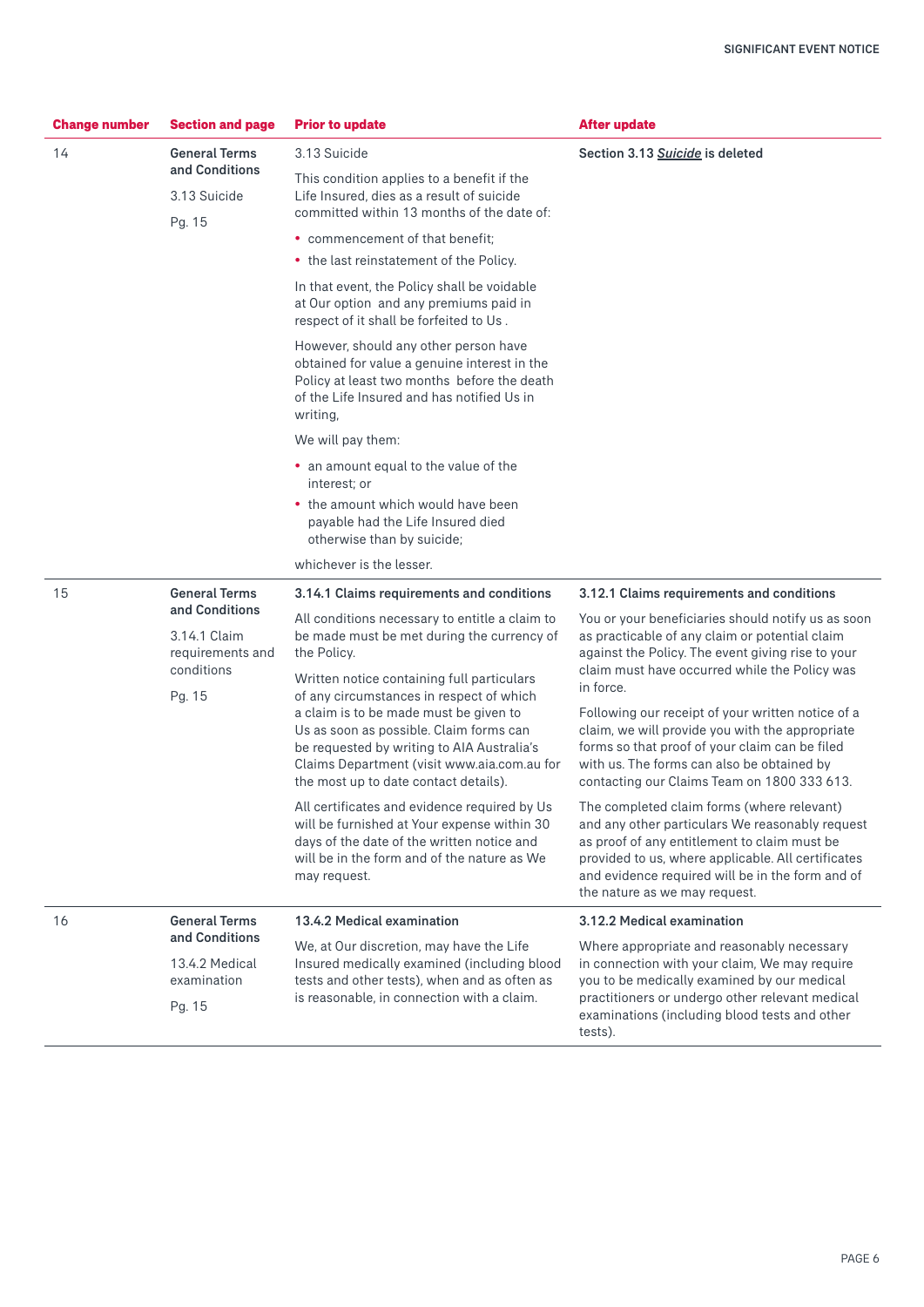| Change number | Section and page | Prior to update | After update |
|---|---|---|---|
| 14 | **General Terms and Conditions**<br>3.13 Suicide<br>Pg. 15 | 3.13 Suicide<br>This condition applies to a benefit if the Life Insured, dies as a result of suicide committed within 13 months of the date of:<br>• commencement of that benefit;<br>• the last reinstatement of the Policy.<br>In that event, the Policy shall be voidable at Our option and any premiums paid in respect of it shall be forfeited to Us .<br>However, should any other person have obtained for value a genuine interest in the Policy at least two months before the death of the Life Insured and has notified Us in writing,<br>We will pay them:<br>• an amount equal to the value of the interest; or<br>• the amount which would have been payable had the Life Insured died otherwise than by suicide;<br>whichever is the lesser. | **Section 3.13 *Suicide* is deleted** |
| 15 | **General Terms and Conditions**<br>3.14.1 Claim requirements and conditions<br>Pg. 15 | **3.14.1 Claims requirements and conditions**<br>All conditions necessary to entitle a claim to be made must be met during the currency of the Policy.<br>Written notice containing full particulars of any circumstances in respect of which a claim is to be made must be given to Us as soon as possible. Claim forms can be requested by writing to AIA Australia's Claims Department (visit www.aia.com.au for the most up to date contact details).<br>All certificates and evidence required by Us will be furnished at Your expense within 30 days of the date of the written notice and will be in the form and of the nature as We may request. | **3.12.1 Claims requirements and conditions**<br>You or your beneficiaries should notify us as soon as practicable of any claim or potential claim against the Policy. The event giving rise to your claim must have occurred while the Policy was in force.<br>Following our receipt of your written notice of a claim, we will provide you with the appropriate forms so that proof of your claim can be filed with us. The forms can also be obtained by contacting our Claims Team on 1800 333 613.<br>The completed claim forms (where relevant) and any other particulars We reasonably request as proof of any entitlement to claim must be provided to us, where applicable. All certificates and evidence required will be in the form and of the nature as we may request. |
| 16 | **General Terms and Conditions**<br>13.4.2 Medical examination<br>Pg. 15 | **13.4.2 Medical examination**<br>We, at Our discretion, may have the Life Insured medically examined (including blood tests and other tests), when and as often as is reasonable, in connection with a claim. | **3.12.2 Medical examination**<br>Where appropriate and reasonably necessary in connection with your claim, We may require you to be medically examined by our medical practitioners or undergo other relevant medical examinations (including blood tests and other tests). |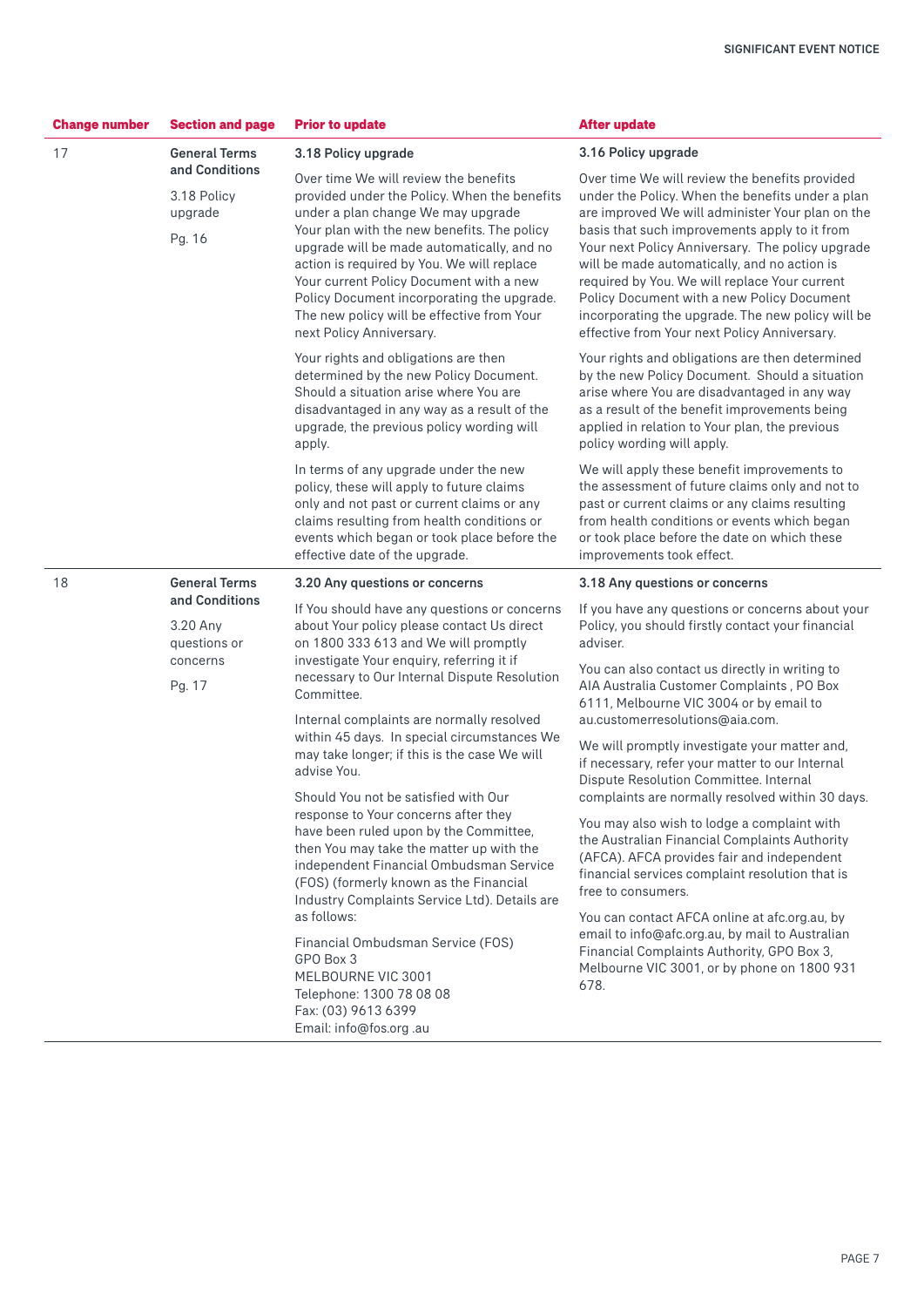| Change number | Section and page | Prior to update | After update |
| --- | --- | --- | --- |
| 17 | **General Terms and Conditions**<br><br>3.18 Policy upgrade<br><br>Pg. 16 | **3.18 Policy upgrade**<br><br>Over time We will review the benefits provided under the Policy. When the benefits under a plan change We may upgrade Your plan with the new benefits. The policy upgrade will be made automatically, and no action is required by You. We will replace Your current Policy Document with a new Policy Document incorporating the upgrade. The new policy will be effective from Your next Policy Anniversary.<br><br>Your rights and obligations are then determined by the new Policy Document. Should a situation arise where You are disadvantaged in any way as a result of the upgrade, the previous policy wording will apply.<br><br>In terms of any upgrade under the new policy, these will apply to future claims only and not past or current claims or any claims resulting from health conditions or events which began or took place before the effective date of the upgrade. | **3.16 Policy upgrade**<br><br>Over time We will review the benefits provided under the Policy. When the benefits under a plan are improved We will administer Your plan on the basis that such improvements apply to it from Your next Policy Anniversary. The policy upgrade will be made automatically, and no action is required by You. We will replace Your current Policy Document with a new Policy Document incorporating the upgrade. The new policy will be effective from Your next Policy Anniversary.<br><br>Your rights and obligations are then determined by the new Policy Document. Should a situation arise where You are disadvantaged in any way as a result of the benefit improvements being applied in relation to Your plan, the previous policy wording will apply.<br><br>We will apply these benefit improvements to the assessment of future claims only and not to past or current claims or any claims resulting from health conditions or events which began or took place before the date on which these improvements took effect. |
| 18 | **General Terms and Conditions**<br><br>3.20 Any questions or concerns<br><br>Pg. 17 | **3.20 Any questions or concerns**<br><br>If You should have any questions or concerns about Your policy please contact Us direct on 1800 333 613 and We will promptly investigate Your enquiry, referring it if necessary to Our Internal Dispute Resolution Committee.<br><br>Internal complaints are normally resolved within 45 days. In special circumstances We may take longer; if this is the case We will advise You.<br><br>Should You not be satisfied with Our response to Your concerns after they have been ruled upon by the Committee, then You may take the matter up with the independent Financial Ombudsman Service (FOS) (formerly known as the Financial Industry Complaints Service Ltd). Details are as follows:<br><br>Financial Ombudsman Service (FOS)<br>GPO Box 3<br>MELBOURNE VIC 3001<br>Telephone: 1300 78 08 08<br>Fax: (03) 9613 6399<br>Email: info@fos.org .au | **3.18 Any questions or concerns**<br><br>If you have any questions or concerns about your Policy, you should firstly contact your financial adviser.<br><br>You can also contact us directly in writing to AIA Australia Customer Complaints , PO Box 6111, Melbourne VIC 3004 or by email to au.customerresolutions@aia.com.<br><br>We will promptly investigate your matter and, if necessary, refer your matter to our Internal Dispute Resolution Committee. Internal complaints are normally resolved within 30 days.<br><br>You may also wish to lodge a complaint with the Australian Financial Complaints Authority (AFCA). AFCA provides fair and independent financial services complaint resolution that is free to consumers.<br><br>You can contact AFCA online at afc.org.au, by email to info@afc.org.au, by mail to Australian Financial Complaints Authority, GPO Box 3, Melbourne VIC 3001, or by phone on 1800 931 678. |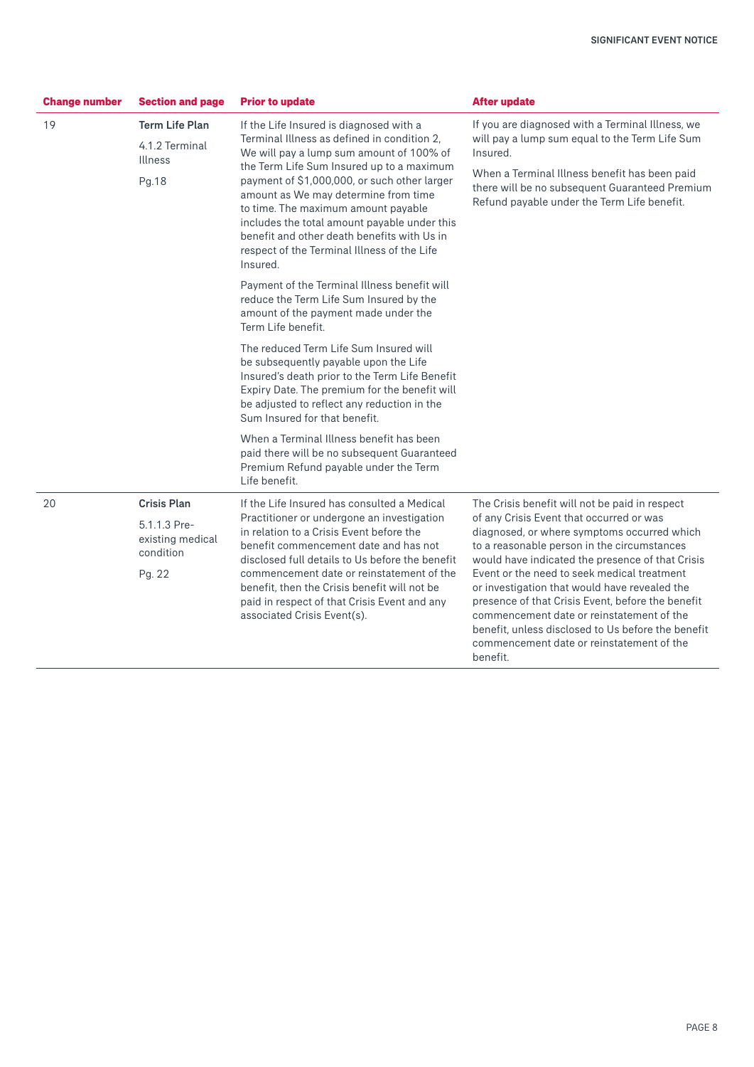| Change number | Section and page | Prior to update | After update |
|---|---|---|---|
| 19 | **Term Life Plan**<br><br>4.1.2 Terminal Illness<br><br>Pg.18 | If the Life Insured is diagnosed with a Terminal Illness as defined in condition 2, We will pay a lump sum amount of 100% of the Term Life Sum Insured up to a maximum payment of $1,000,000, or such other larger amount as We may determine from time to time. The maximum amount payable includes the total amount payable under this benefit and other death benefits with Us in respect of the Terminal Illness of the Life Insured.<br><br>Payment of the Terminal Illness benefit will reduce the Term Life Sum Insured by the amount of the payment made under the Term Life benefit.<br><br>The reduced Term Life Sum Insured will be subsequently payable upon the Life Insured's death prior to the Term Life Benefit Expiry Date. The premium for the benefit will be adjusted to reflect any reduction in the Sum Insured for that benefit.<br><br>When a Terminal Illness benefit has been paid there will be no subsequent Guaranteed Premium Refund payable under the Term Life benefit. | If you are diagnosed with a Terminal Illness, we will pay a lump sum equal to the Term Life Sum Insured.<br><br>When a Terminal Illness benefit has been paid there will be no subsequent Guaranteed Premium Refund payable under the Term Life benefit. |
| 20 | **Crisis Plan**<br><br>5.1.1.3 Pre-existing medical condition<br><br>Pg. 22 | If the Life Insured has consulted a Medical Practitioner or undergone an investigation in relation to a Crisis Event before the benefit commencement date and has not disclosed full details to Us before the benefit commencement date or reinstatement of the benefit, then the Crisis benefit will not be paid in respect of that Crisis Event and any associated Crisis Event(s). | The Crisis benefit will not be paid in respect of any Crisis Event that occurred or was diagnosed, or where symptoms occurred which to a reasonable person in the circumstances would have indicated the presence of that Crisis Event or the need to seek medical treatment or investigation that would have revealed the presence of that Crisis Event, before the benefit commencement date or reinstatement of the benefit, unless disclosed to Us before the benefit commencement date or reinstatement of the benefit. |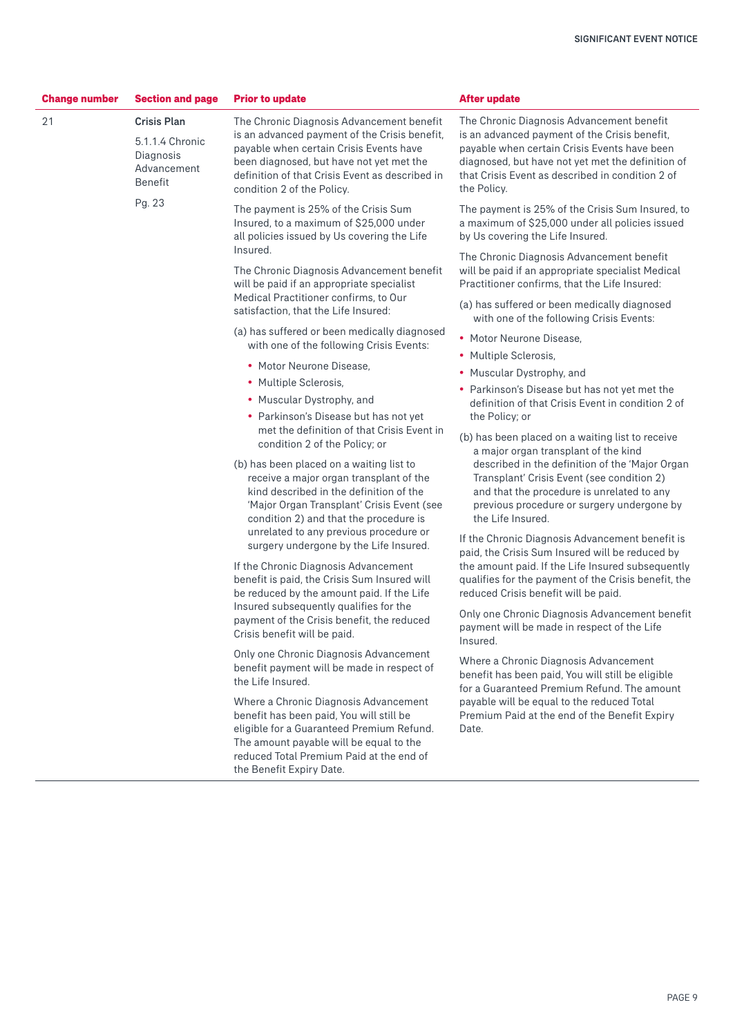| Change number | Section and page | Prior to update | After update |
|---|---|---|---|
| 21 | **Crisis Plan**<br><br>5.1.1.4 Chronic Diagnosis Advancement Benefit<br><br>Pg. 23 | The Chronic Diagnosis Advancement benefit is an advanced payment of the Crisis benefit, payable when certain Crisis Events have been diagnosed, but have not yet met the definition of that Crisis Event as described in condition 2 of the Policy.<br><br>The payment is 25% of the Crisis Sum Insured, to a maximum of $25,000 under all policies issued by Us covering the Life Insured.<br><br>The Chronic Diagnosis Advancement benefit will be paid if an appropriate specialist Medical Practitioner confirms, to Our satisfaction, that the Life Insured:<br><br>(a) has suffered or been medically diagnosed with one of the following Crisis Events:<br>• Motor Neurone Disease,<br>• Multiple Sclerosis,<br>• Muscular Dystrophy, and<br>• Parkinson's Disease but has not yet met the definition of that Crisis Event in condition 2 of the Policy; or<br><br>(b) has been placed on a waiting list to receive a major organ transplant of the kind described in the definition of the 'Major Organ Transplant' Crisis Event (see condition 2) and that the procedure is unrelated to any previous procedure or surgery undergone by the Life Insured.<br><br>If the Chronic Diagnosis Advancement benefit is paid, the Crisis Sum Insured will be reduced by the amount paid. If the Life Insured subsequently qualifies for the payment of the Crisis benefit, the reduced Crisis benefit will be paid.<br><br>Only one Chronic Diagnosis Advancement benefit payment will be made in respect of the Life Insured.<br><br>Where a Chronic Diagnosis Advancement benefit has been paid, You will still be eligible for a Guaranteed Premium Refund. The amount payable will be equal to the reduced Total Premium Paid at the end of the Benefit Expiry Date. | The Chronic Diagnosis Advancement benefit is an advanced payment of the Crisis benefit, payable when certain Crisis Events have been diagnosed, but have not yet met the definition of that Crisis Event as described in condition 2 of the Policy.<br><br>The payment is 25% of the Crisis Sum Insured, to a maximum of $25,000 under all policies issued by Us covering the Life Insured.<br><br>The Chronic Diagnosis Advancement benefit will be paid if an appropriate specialist Medical Practitioner confirms, that the Life Insured:<br><br>(a) has suffered or been medically diagnosed with one of the following Crisis Events:<br>• Motor Neurone Disease,<br>• Multiple Sclerosis,<br>• Muscular Dystrophy, and<br>• Parkinson's Disease but has not yet met the definition of that Crisis Event in condition 2 of the Policy; or<br><br>(b) has been placed on a waiting list to receive a major organ transplant of the kind described in the definition of the 'Major Organ Transplant' Crisis Event (see condition 2) and that the procedure is unrelated to any previous procedure or surgery undergone by the Life Insured.<br><br>If the Chronic Diagnosis Advancement benefit is paid, the Crisis Sum Insured will be reduced by the amount paid. If the Life Insured subsequently qualifies for the payment of the Crisis benefit, the reduced Crisis benefit will be paid.<br><br>Only one Chronic Diagnosis Advancement benefit payment will be made in respect of the Life Insured.<br><br>Where a Chronic Diagnosis Advancement benefit has been paid, You will still be eligible for a Guaranteed Premium Refund. The amount payable will be equal to the reduced Total Premium Paid at the end of the Benefit Expiry Date. |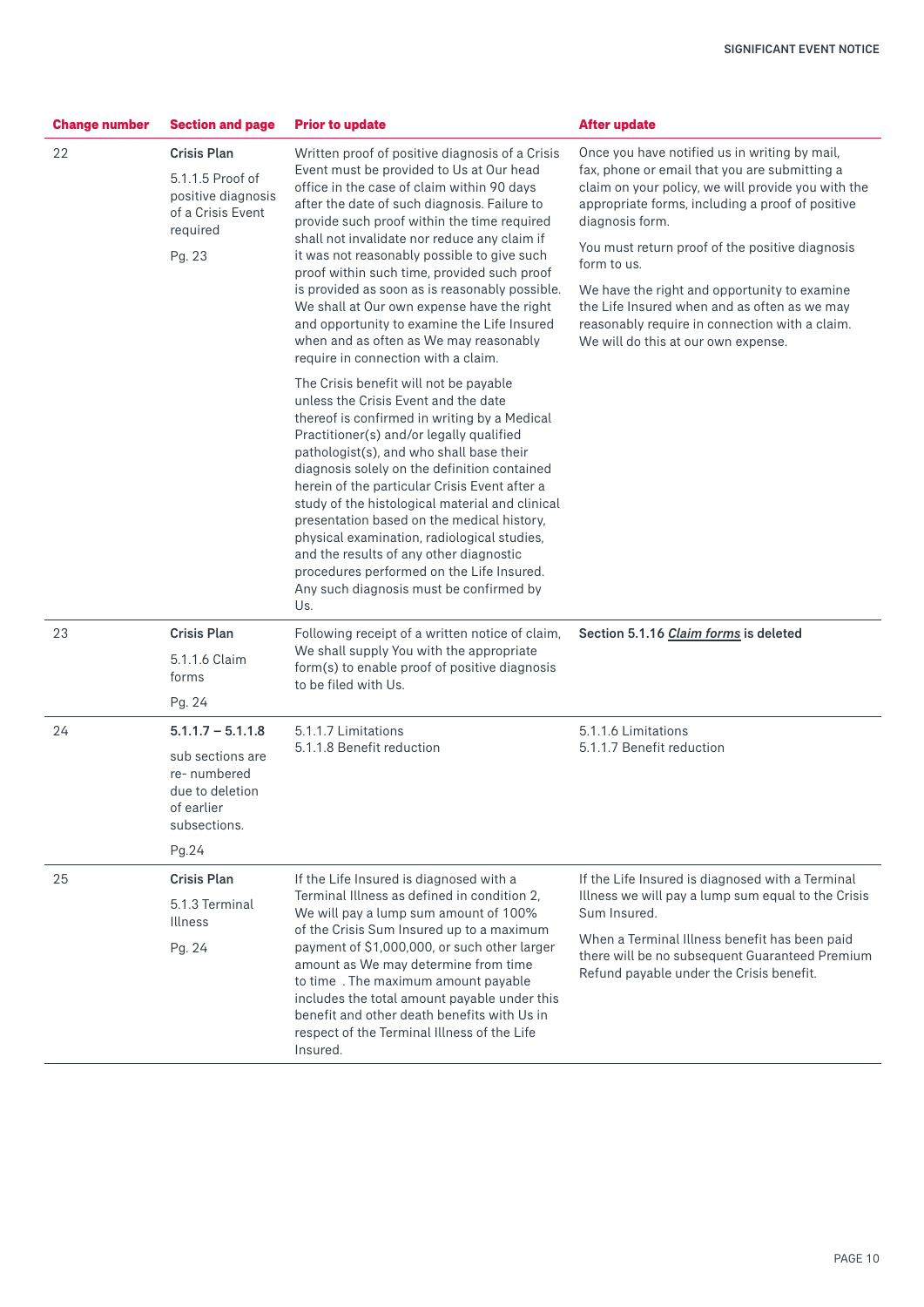| Change number | Section and page | Prior to update | After update |
|---|---|---|---|
| 22 | **Crisis Plan**<br><br>5.1.1.5 Proof of positive diagnosis of a Crisis Event required<br><br>Pg. 23 | Written proof of positive diagnosis of a Crisis Event must be provided to Us at Our head office in the case of claim within 90 days after the date of such diagnosis. Failure to provide such proof within the time required shall not invalidate nor reduce any claim if it was not reasonably possible to give such proof within such time, provided such proof is provided as soon as is reasonably possible. We shall at Our own expense have the right and opportunity to examine the Life Insured when and as often as We may reasonably require in connection with a claim.<br><br>The Crisis benefit will not be payable unless the Crisis Event and the date thereof is confirmed in writing by a Medical Practitioner(s) and/or legally qualified pathologist(s), and who shall base their diagnosis solely on the definition contained herein of the particular Crisis Event after a study of the histological material and clinical presentation based on the medical history, physical examination, radiological studies, and the results of any other diagnostic procedures performed on the Life Insured. Any such diagnosis must be confirmed by Us. | Once you have notified us in writing by mail, fax, phone or email that you are submitting a claim on your policy, we will provide you with the appropriate forms, including a proof of positive diagnosis form.<br><br>You must return proof of the positive diagnosis form to us.<br><br>We have the right and opportunity to examine the Life Insured when and as often as we may reasonably require in connection with a claim. We will do this at our own expense. |
| 23 | **Crisis Plan**<br><br>5.1.1.6 Claim forms<br><br>Pg. 24 | Following receipt of a written notice of claim, We shall supply You with the appropriate form(s) to enable proof of positive diagnosis to be filed with Us. | **Section 5.1.16 *Claim forms* is deleted** |
| 24 | **5.1.1.7 – 5.1.1.8**<br><br>sub sections are re- numbered due to deletion of earlier subsections.<br><br>Pg.24 | 5.1.1.7 Limitations<br>5.1.1.8 Benefit reduction | 5.1.1.6 Limitations<br>5.1.1.7 Benefit reduction |
| 25 | **Crisis Plan**<br><br>5.1.3 Terminal Illness<br><br>Pg. 24 | If the Life Insured is diagnosed with a Terminal Illness as defined in condition 2, We will pay a lump sum amount of 100% of the Crisis Sum Insured up to a maximum payment of $1,000,000, or such other larger amount as We may determine from time to time . The maximum amount payable includes the total amount payable under this benefit and other death benefits with Us in respect of the Terminal Illness of the Life Insured. | If the Life Insured is diagnosed with a Terminal Illness we will pay a lump sum equal to the Crisis Sum Insured.<br><br>When a Terminal Illness benefit has been paid there will be no subsequent Guaranteed Premium Refund payable under the Crisis benefit. |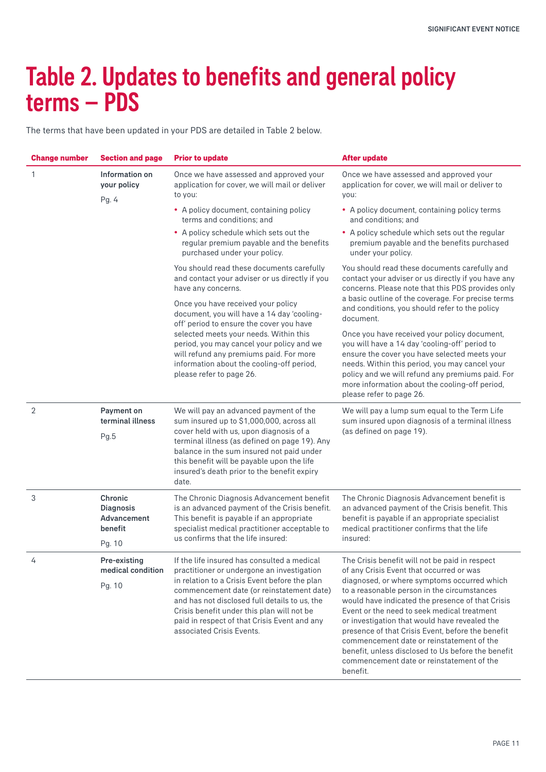# Table 2. Updates to benefits and general policy terms – PDS

The terms that have been updated in your PDS are detailed in Table 2 below.

| Change number | Section and page | Prior to update | After update |
|---|---|---|---|
| 1 | **Information on your policy** Pg. 4 | Once we have assessed and approved your application for cover, we will mail or deliver to you:<br>• A policy document, containing policy terms and conditions; and<br>• A policy schedule which sets out the regular premium payable and the benefits purchased under your policy.<br>You should read these documents carefully and contact your adviser or us directly if you have any concerns.<br>Once you have received your policy document, you will have a 14 day 'cooling-off' period to ensure the cover you have selected meets your needs. Within this period, you may cancel your policy and we will refund any premiums paid. For more information about the cooling-off period, please refer to page 26. | Once we have assessed and approved your application for cover, we will mail or deliver to you:<br>• A policy document, containing policy terms and conditions; and<br>• A policy schedule which sets out the regular premium payable and the benefits purchased under your policy.<br>You should read these documents carefully and contact your adviser or us directly if you have any concerns. Please note that this PDS provides only a basic outline of the coverage. For precise terms and conditions, you should refer to the policy document.<br>Once you have received your policy document, you will have a 14 day 'cooling-off' period to ensure the cover you have selected meets your needs. Within this period, you may cancel your policy and we will refund any premiums paid. For more information about the cooling-off period, please refer to page 26. |
| 2 | **Payment on terminal illness** Pg.5 | We will pay an advanced payment of the sum insured up to $1,000,000, across all cover held with us, upon diagnosis of a terminal illness (as defined on page 19). Any balance in the sum insured not paid under this benefit will be payable upon the life insured's death prior to the benefit expiry date. | We will pay a lump sum equal to the Term Life sum insured upon diagnosis of a terminal illness (as defined on page 19). |
| 3 | **Chronic Diagnosis Advancement benefit** Pg. 10 | The Chronic Diagnosis Advancement benefit is an advanced payment of the Crisis benefit. This benefit is payable if an appropriate specialist medical practitioner acceptable to us confirms that the life insured: | The Chronic Diagnosis Advancement benefit is an advanced payment of the Crisis benefit. This benefit is payable if an appropriate specialist medical practitioner confirms that the life insured: |
| 4 | **Pre-existing medical condition** Pg. 10 | If the life insured has consulted a medical practitioner or undergone an investigation in relation to a Crisis Event before the plan commencement date (or reinstatement date) and has not disclosed full details to us, the Crisis benefit under this plan will not be paid in respect of that Crisis Event and any associated Crisis Events. | The Crisis benefit will not be paid in respect of any Crisis Event that occurred or was diagnosed, or where symptoms occurred which to a reasonable person in the circumstances would have indicated the presence of that Crisis Event or the need to seek medical treatment or investigation that would have revealed the presence of that Crisis Event, before the benefit commencement date or reinstatement of the benefit, unless disclosed to Us before the benefit commencement date or reinstatement of the benefit. |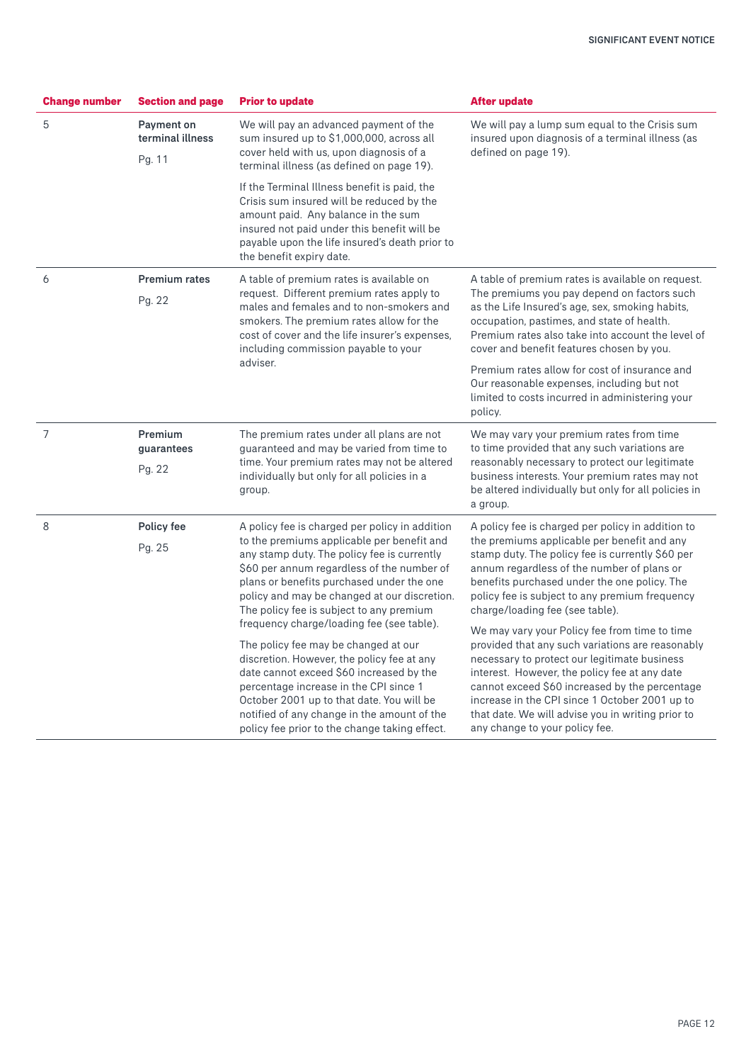| Change number | Section and page | Prior to update | After update |
|---|---|---|---|
| 5 | **Payment on terminal illness**<br>Pg. 11 | We will pay an advanced payment of the sum insured up to $1,000,000, across all cover held with us, upon diagnosis of a terminal illness (as defined on page 19).<br><br>If the Terminal Illness benefit is paid, the Crisis sum insured will be reduced by the amount paid. Any balance in the sum insured not paid under this benefit will be payable upon the life insured's death prior to the benefit expiry date. | We will pay a lump sum equal to the Crisis sum insured upon diagnosis of a terminal illness (as defined on page 19). |
| 6 | **Premium rates**<br>Pg. 22 | A table of premium rates is available on request. Different premium rates apply to males and females and to non-smokers and smokers. The premium rates allow for the cost of cover and the life insurer's expenses, including commission payable to your adviser. | A table of premium rates is available on request. The premiums you pay depend on factors such as the Life Insured's age, sex, smoking habits, occupation, pastimes, and state of health. Premium rates also take into account the level of cover and benefit features chosen by you.<br><br>Premium rates allow for cost of insurance and Our reasonable expenses, including but not limited to costs incurred in administering your policy. |
| 7 | **Premium guarantees**<br>Pg. 22 | The premium rates under all plans are not guaranteed and may be varied from time to time. Your premium rates may not be altered individually but only for all policies in a group. | We may vary your premium rates from time to time provided that any such variations are reasonably necessary to protect our legitimate business interests. Your premium rates may not be altered individually but only for all policies in a group. |
| 8 | **Policy fee**<br>Pg. 25 | A policy fee is charged per policy in addition to the premiums applicable per benefit and any stamp duty. The policy fee is currently $60 per annum regardless of the number of plans or benefits purchased under the one policy and may be changed at our discretion. The policy fee is subject to any premium frequency charge/loading fee (see table).<br><br>The policy fee may be changed at our discretion. However, the policy fee at any date cannot exceed $60 increased by the percentage increase in the CPI since 1 October 2001 up to that date. You will be notified of any change in the amount of the policy fee prior to the change taking effect. | A policy fee is charged per policy in addition to the premiums applicable per benefit and any stamp duty. The policy fee is currently $60 per annum regardless of the number of plans or benefits purchased under the one policy. The policy fee is subject to any premium frequency charge/loading fee (see table).<br><br>We may vary your Policy fee from time to time provided that any such variations are reasonably necessary to protect our legitimate business interest. However, the policy fee at any date cannot exceed $60 increased by the percentage increase in the CPI since 1 October 2001 up to that date. We will advise you in writing prior to any change to your policy fee. |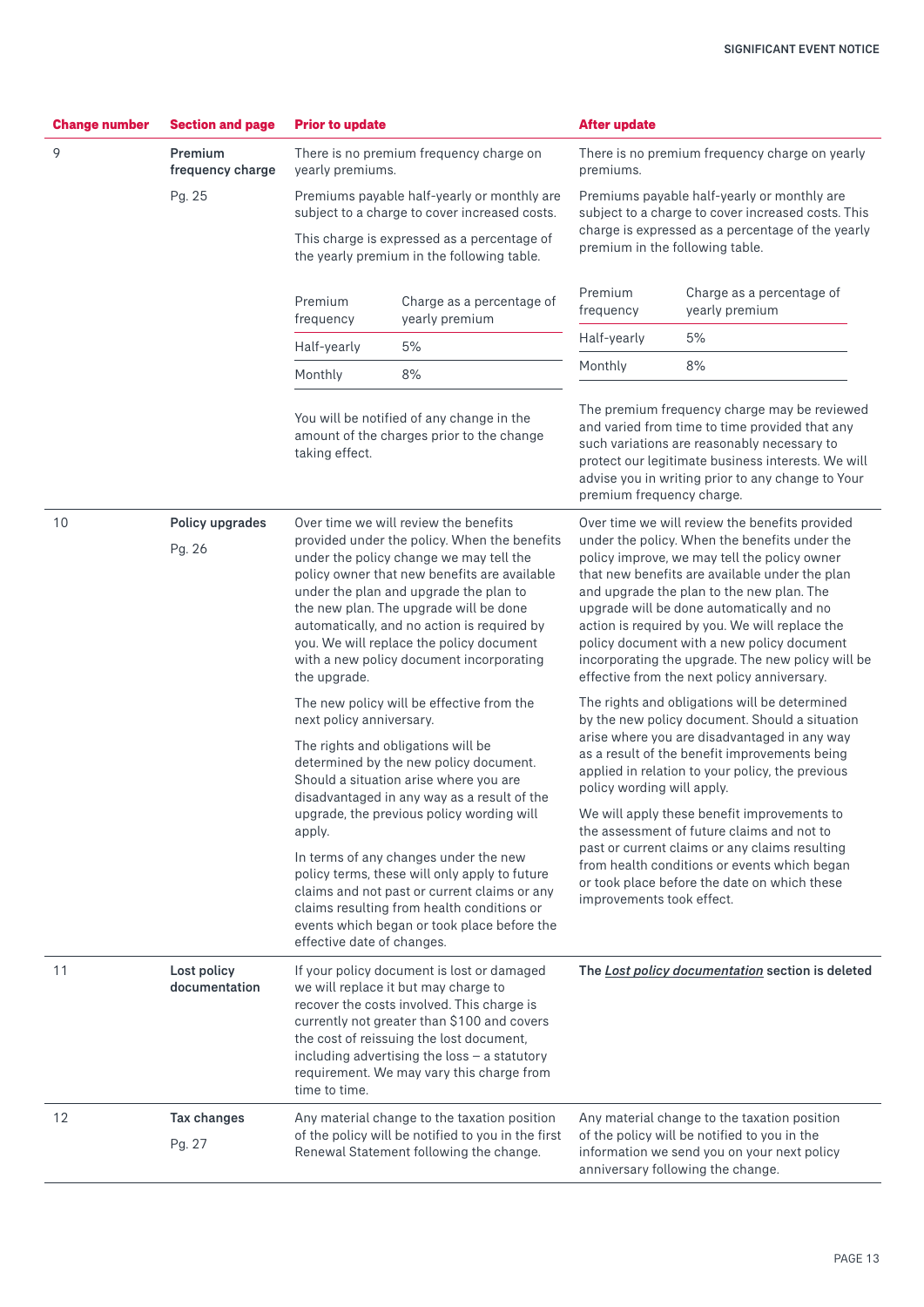| Change number | Section and page | Prior to update | After update |
|---|---|---|---|
| 9 | **Premium frequency charge**<br>Pg. 25 | There is no premium frequency charge on yearly premiums.<br><br>Premiums payable half-yearly or monthly are subject to a charge to cover increased costs.<br><br>This charge is expressed as a percentage of the yearly premium in the following table.<br><br>Premium frequency – Charge as a percentage of yearly premium<br>Half-yearly – 5%<br>Monthly – 8%<br><br>You will be notified of any change in the amount of the charges prior to the change taking effect. | There is no premium frequency charge on yearly premiums.<br><br>Premiums payable half-yearly or monthly are subject to a charge to cover increased costs. This charge is expressed as a percentage of the yearly premium in the following table.<br><br>Premium frequency – Charge as a percentage of yearly premium<br>Half-yearly – 5%<br>Monthly – 8%<br><br>The premium frequency charge may be reviewed and varied from time to time provided that any such variations are reasonably necessary to protect our legitimate business interests. We will advise you in writing prior to any change to Your premium frequency charge. |
| 10 | **Policy upgrades**<br>Pg. 26 | Over time we will review the benefits provided under the policy. When the benefits under the policy change we may tell the policy owner that new benefits are available under the plan and upgrade the plan to the new plan. The upgrade will be done automatically, and no action is required by you. We will replace the policy document with a new policy document incorporating the upgrade.<br><br>The new policy will be effective from the next policy anniversary.<br><br>The rights and obligations will be determined by the new policy document. Should a situation arise where you are disadvantaged in any way as a result of the upgrade, the previous policy wording will apply.<br><br>In terms of any changes under the new policy terms, these will only apply to future claims and not past or current claims or any claims resulting from health conditions or events which began or took place before the effective date of changes. | Over time we will review the benefits provided under the policy. When the benefits under the policy improve, we may tell the policy owner that new benefits are available under the plan and upgrade the plan to the new plan. The upgrade will be done automatically and no action is required by you. We will replace the policy document with a new policy document incorporating the upgrade. The new policy will be effective from the next policy anniversary.<br><br>The rights and obligations will be determined by the new policy document. Should a situation arise where you are disadvantaged in any way as a result of the benefit improvements being applied in relation to your policy, the previous policy wording will apply.<br><br>We will apply these benefit improvements to the assessment of future claims and not to past or current claims or any claims resulting from health conditions or events which began or took place before the date on which these improvements took effect. |
| 11 | **Lost policy documentation** | If your policy document is lost or damaged we will replace it but may charge to recover the costs involved. This charge is currently not greater than $100 and covers the cost of reissuing the lost document, including advertising the loss – a statutory requirement. We may vary this charge from time to time. | **The *Lost policy documentation* section is deleted** |
| 12 | **Tax changes**<br>Pg. 27 | Any material change to the taxation position of the policy will be notified to you in the first Renewal Statement following the change. | Any material change to the taxation position of the policy will be notified to you in the information we send you on your next policy anniversary following the change. |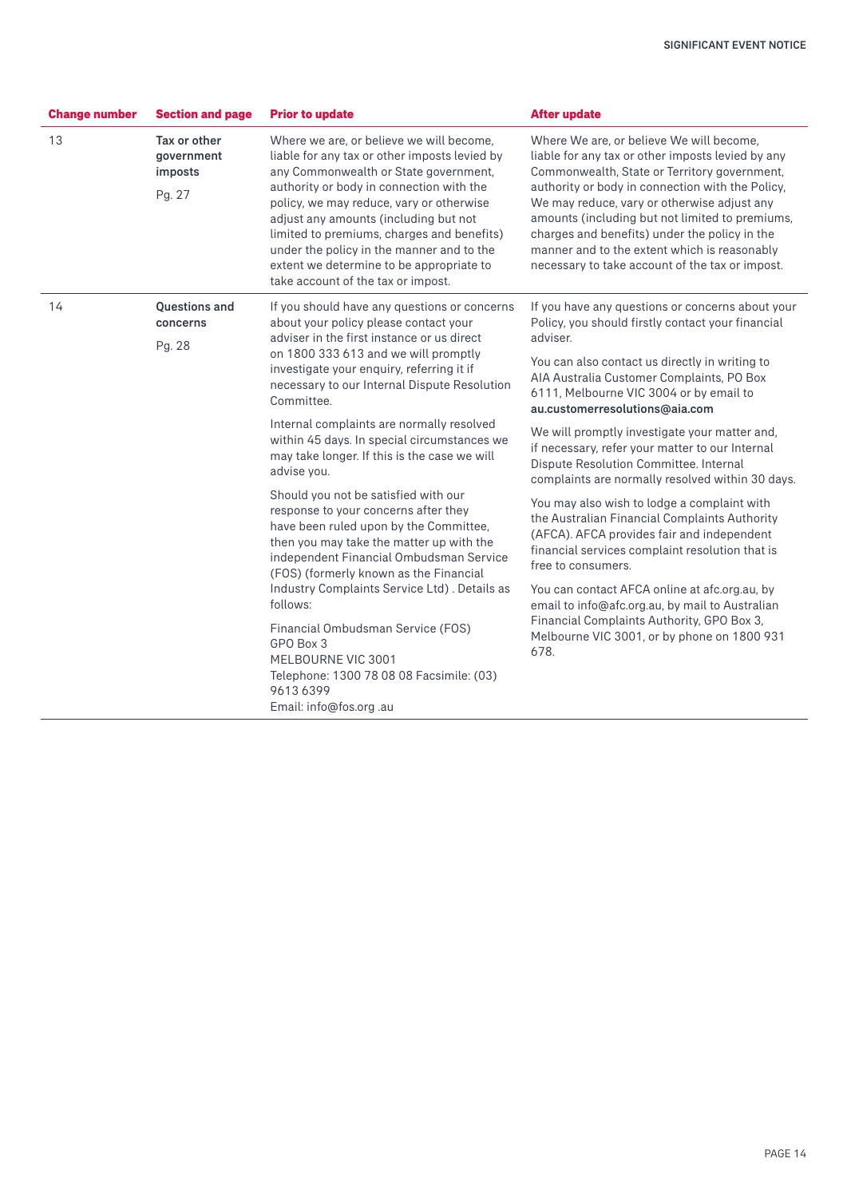| Change number | Section and page | Prior to update | After update |
|---|---|---|---|
| 13 | **Tax or other government imposts**<br><br>Pg. 27 | Where we are, or believe we will become, liable for any tax or other imposts levied by any Commonwealth or State government, authority or body in connection with the policy, we may reduce, vary or otherwise adjust any amounts (including but not limited to premiums, charges and benefits) under the policy in the manner and to the extent we determine to be appropriate to take account of the tax or impost. | Where We are, or believe We will become, liable for any tax or other imposts levied by any Commonwealth, State or Territory government, authority or body in connection with the Policy, We may reduce, vary or otherwise adjust any amounts (including but not limited to premiums, charges and benefits) under the policy in the manner and to the extent which is reasonably necessary to take account of the tax or impost. |
| 14 | **Questions and concerns**<br><br>Pg. 28 | If you should have any questions or concerns about your policy please contact your adviser in the first instance or us direct on 1800 333 613 and we will promptly investigate your enquiry, referring it if necessary to our Internal Dispute Resolution Committee.<br><br>Internal complaints are normally resolved within 45 days. In special circumstances we may take longer. If this is the case we will advise you.<br><br>Should you not be satisfied with our response to your concerns after they have been ruled upon by the Committee, then you may take the matter up with the independent Financial Ombudsman Service (FOS) (formerly known as the Financial Industry Complaints Service Ltd) . Details as follows:<br><br>Financial Ombudsman Service (FOS)<br>GPO Box 3<br>MELBOURNE VIC 3001<br>Telephone: 1300 78 08 08 Facsimile: (03) 9613 6399<br>Email: info@fos.org .au | If you have any questions or concerns about your Policy, you should firstly contact your financial adviser.<br><br>You can also contact us directly in writing to AIA Australia Customer Complaints, PO Box 6111, Melbourne VIC 3004 or by email to **au.customerresolutions@aia.com**<br><br>We will promptly investigate your matter and, if necessary, refer your matter to our Internal Dispute Resolution Committee. Internal complaints are normally resolved within 30 days.<br><br>You may also wish to lodge a complaint with the Australian Financial Complaints Authority (AFCA). AFCA provides fair and independent financial services complaint resolution that is free to consumers.<br><br>You can contact AFCA online at afc.org.au, by email to info@afc.org.au, by mail to Australian Financial Complaints Authority, GPO Box 3, Melbourne VIC 3001, or by phone on 1800 931 678. |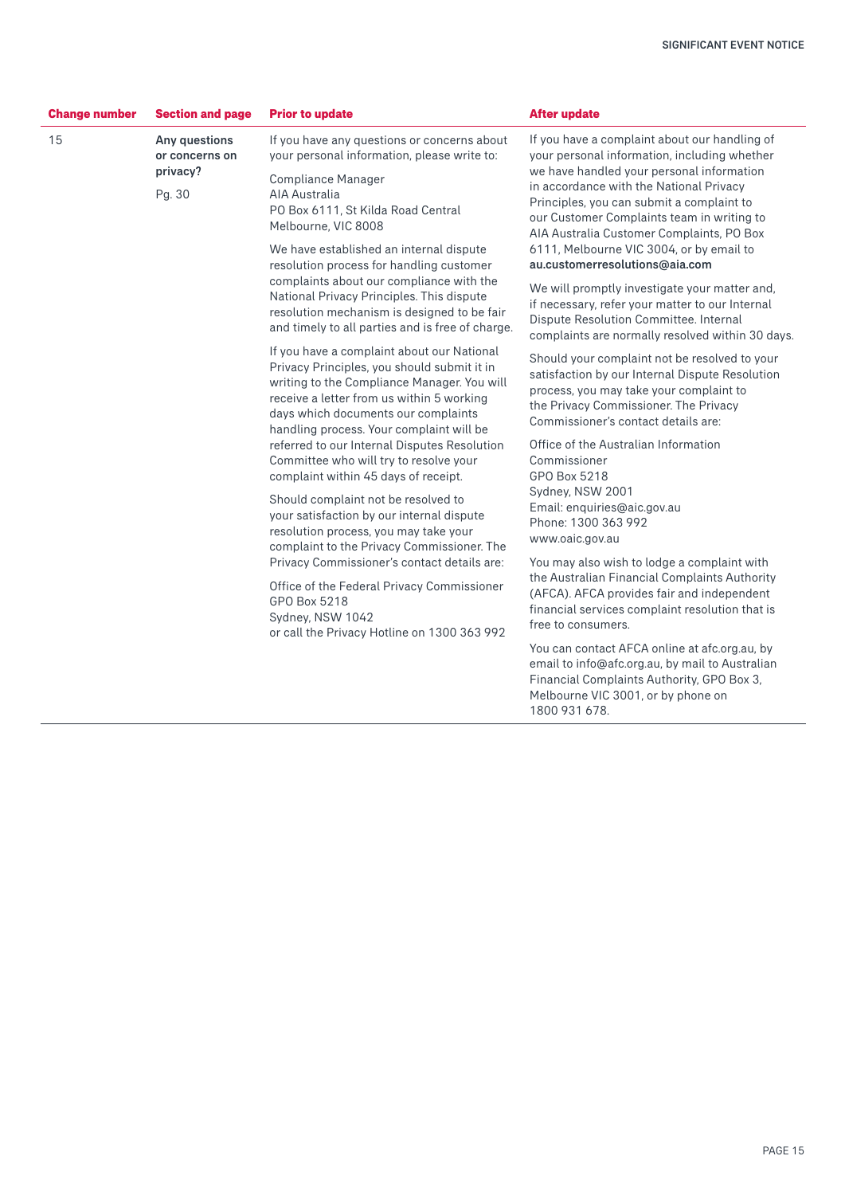| Change number | Section and page | Prior to update | After update |
|---|---|---|---|
| 15 | **Any questions or concerns on privacy?** Pg. 30 | If you have any questions or concerns about your personal information, please write to: Compliance Manager AIA Australia PO Box 6111, St Kilda Road Central Melbourne, VIC 8008 We have established an internal dispute resolution process for handling customer complaints about our compliance with the National Privacy Principles. This dispute resolution mechanism is designed to be fair and timely to all parties and is free of charge. If you have a complaint about our National Privacy Principles, you should submit it in writing to the Compliance Manager. You will receive a letter from us within 5 working days which documents our complaints handling process. Your complaint will be referred to our Internal Disputes Resolution Committee who will try to resolve your complaint within 45 days of receipt. Should complaint not be resolved to your satisfaction by our internal dispute resolution process, you may take your complaint to the Privacy Commissioner. The Privacy Commissioner's contact details are: Office of the Federal Privacy Commissioner GPO Box 5218 Sydney, NSW 1042 or call the Privacy Hotline on 1300 363 992 | If you have a complaint about our handling of your personal information, including whether we have handled your personal information in accordance with the National Privacy Principles, you can submit a complaint to our Customer Complaints team in writing to AIA Australia Customer Complaints, PO Box 6111, Melbourne VIC 3004, or by email to **au.customerresolutions@aia.com** We will promptly investigate your matter and, if necessary, refer your matter to our Internal Dispute Resolution Committee. Internal complaints are normally resolved within 30 days. Should your complaint not be resolved to your satisfaction by our Internal Dispute Resolution process, you may take your complaint to the Privacy Commissioner. The Privacy Commissioner's contact details are: Office of the Australian Information Commissioner GPO Box 5218 Sydney, NSW 2001 Email: enquiries@aic.gov.au Phone: 1300 363 992 www.oaic.gov.au You may also wish to lodge a complaint with the Australian Financial Complaints Authority (AFCA). AFCA provides fair and independent financial services complaint resolution that is free to consumers. You can contact AFCA online at afc.org.au, by email to info@afc.org.au, by mail to Australian Financial Complaints Authority, GPO Box 3, Melbourne VIC 3001, or by phone on 1800 931 678. |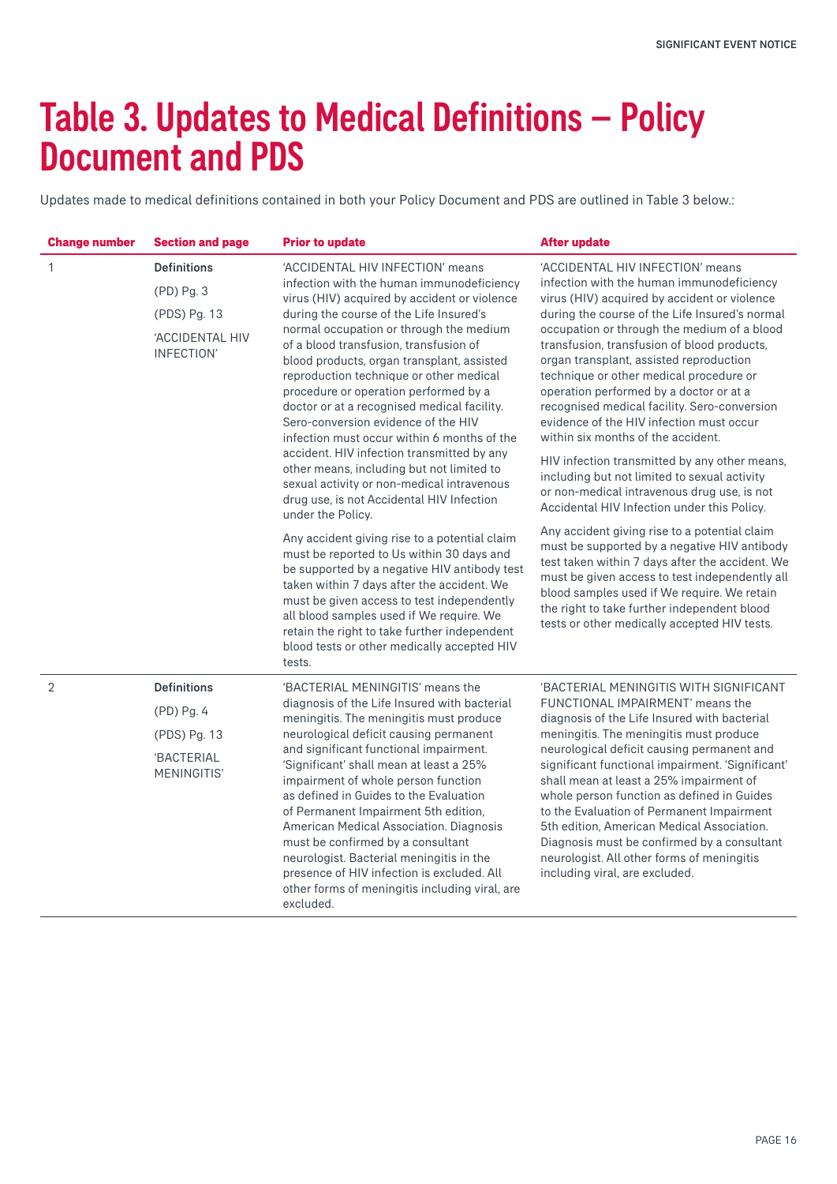# Table 3. Updates to Medical Definitions – Policy Document and PDS

Updates made to medical definitions contained in both your Policy Document and PDS are outlined in Table 3 below.:

| Change number | Section and page | Prior to update | After update |
|---|---|---|---|
| 1 | **Definitions**<br><br>(PD) Pg. 3<br><br>(PDS) Pg. 13<br><br>'ACCIDENTAL HIV INFECTION' | 'ACCIDENTAL HIV INFECTION' means infection with the human immunodeficiency virus (HIV) acquired by accident or violence during the course of the Life Insured's normal occupation or through the medium of a blood transfusion, transfusion of blood products, organ transplant, assisted reproduction technique or other medical procedure or operation performed by a doctor or at a recognised medical facility. Sero-conversion evidence of the HIV infection must occur within 6 months of the accident. HIV infection transmitted by any other means, including but not limited to sexual activity or non-medical intravenous drug use, is not Accidental HIV Infection under the Policy.<br><br>Any accident giving rise to a potential claim must be reported to Us within 30 days and be supported by a negative HIV antibody test taken within 7 days after the accident. We must be given access to test independently all blood samples used if We require. We retain the right to take further independent blood tests or other medically accepted HIV tests. | 'ACCIDENTAL HIV INFECTION' means infection with the human immunodeficiency virus (HIV) acquired by accident or violence during the course of the Life Insured's normal occupation or through the medium of a blood transfusion, transfusion of blood products, organ transplant, assisted reproduction technique or other medical procedure or operation performed by a doctor or at a recognised medical facility. Sero-conversion evidence of the HIV infection must occur within six months of the accident.<br><br>HIV infection transmitted by any other means, including but not limited to sexual activity or non-medical intravenous drug use, is not Accidental HIV Infection under this Policy.<br><br>Any accident giving rise to a potential claim must be supported by a negative HIV antibody test taken within 7 days after the accident. We must be given access to test independently all blood samples used if We require. We retain the right to take further independent blood tests or other medically accepted HIV tests. |
| 2 | **Definitions**<br><br>(PD) Pg. 4<br><br>(PDS) Pg. 13<br><br>'BACTERIAL MENINGITIS' | 'BACTERIAL MENINGITIS' means the diagnosis of the Life Insured with bacterial meningitis. The meningitis must produce neurological deficit causing permanent and significant functional impairment. 'Significant' shall mean at least a 25% impairment of whole person function as defined in Guides to the Evaluation of Permanent Impairment 5th edition, American Medical Association. Diagnosis must be confirmed by a consultant neurologist. Bacterial meningitis in the presence of HIV infection is excluded. All other forms of meningitis including viral, are excluded. | 'BACTERIAL MENINGITIS WITH SIGNIFICANT FUNCTIONAL IMPAIRMENT' means the diagnosis of the Life Insured with bacterial meningitis. The meningitis must produce neurological deficit causing permanent and significant functional impairment. 'Significant' shall mean at least a 25% impairment of whole person function as defined in Guides to the Evaluation of Permanent Impairment 5th edition, American Medical Association. Diagnosis must be confirmed by a consultant neurologist. All other forms of meningitis including viral, are excluded. |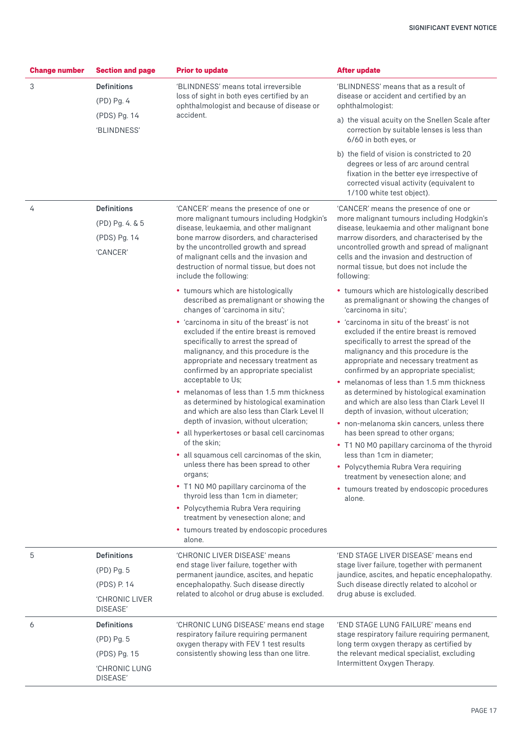| Change number | Section and page | Prior to update | After update |
|---|---|---|---|
| 3 | **Definitions**<br>(PD) Pg. 4<br>(PDS) Pg. 14<br>'BLINDNESS' | 'BLINDNESS' means total irreversible loss of sight in both eyes certified by an ophthalmologist and because of disease or accident. | 'BLINDNESS' means that as a result of disease or accident and certified by an ophthalmologist:<br>a) the visual acuity on the Snellen Scale after correction by suitable lenses is less than 6/60 in both eyes, or<br>b) the field of vision is constricted to 20 degrees or less of arc around central fixation in the better eye irrespective of corrected visual activity (equivalent to 1/100 white test object). |
| 4 | **Definitions**<br>(PD) Pg. 4. & 5<br>(PDS) Pg. 14<br>'CANCER' | 'CANCER' means the presence of one or more malignant tumours including Hodgkin's disease, leukaemia, and other malignant bone marrow disorders, and characterised by the uncontrolled growth and spread of malignant cells and the invasion and destruction of normal tissue, but does not include the following:<br>• tumours which are histologically described as premalignant or showing the changes of 'carcinoma in situ';<br>• 'carcinoma in situ of the breast' is not excluded if the entire breast is removed specifically to arrest the spread of malignancy, and this procedure is the appropriate and necessary treatment as confirmed by an appropriate specialist acceptable to Us;<br>• melanomas of less than 1.5 mm thickness as determined by histological examination and which are also less than Clark Level II depth of invasion, without ulceration;<br>• all hyperkertoses or basal cell carcinomas of the skin;<br>• all squamous cell carcinomas of the skin, unless there has been spread to other organs;<br>• T1 N0 M0 papillary carcinoma of the thyroid less than 1cm in diameter;<br>• Polycythemia Rubra Vera requiring treatment by venesection alone; and<br>• tumours treated by endoscopic procedures alone. | 'CANCER' means the presence of one or more malignant tumours including Hodgkin's disease, leukaemia and other malignant bone marrow disorders, and characterised by the uncontrolled growth and spread of malignant cells and the invasion and destruction of normal tissue, but does not include the following:<br>• tumours which are histologically described as premalignant or showing the changes of 'carcinoma in situ';<br>• 'carcinoma in situ of the breast' is not excluded if the entire breast is removed specifically to arrest the spread of the malignancy and this procedure is the appropriate and necessary treatment as confirmed by an appropriate specialist;<br>• melanomas of less than 1.5 mm thickness as determined by histological examination and which are also less than Clark Level II depth of invasion, without ulceration;<br>• non-melanoma skin cancers, unless there has been spread to other organs;<br>• T1 N0 M0 papillary carcinoma of the thyroid less than 1cm in diameter;<br>• Polycythemia Rubra Vera requiring treatment by venesection alone; and<br>• tumours treated by endoscopic procedures alone. |
| 5 | **Definitions**<br>(PD) Pg. 5<br>(PDS) P. 14<br>'CHRONIC LIVER DISEASE' | 'CHRONIC LIVER DISEASE' means end stage liver failure, together with permanent jaundice, ascites, and hepatic encephalopathy. Such disease directly related to alcohol or drug abuse is excluded. | 'END STAGE LIVER DISEASE' means end stage liver failure, together with permanent jaundice, ascites, and hepatic encephalopathy. Such disease directly related to alcohol or drug abuse is excluded. |
| 6 | **Definitions**<br>(PD) Pg. 5<br>(PDS) Pg. 15<br>'CHRONIC LUNG DISEASE' | 'CHRONIC LUNG DISEASE' means end stage respiratory failure requiring permanent oxygen therapy with FEV 1 test results consistently showing less than one litre. | 'END STAGE LUNG FAILURE' means end stage respiratory failure requiring permanent, long term oxygen therapy as certified by the relevant medical specialist, excluding Intermittent Oxygen Therapy. |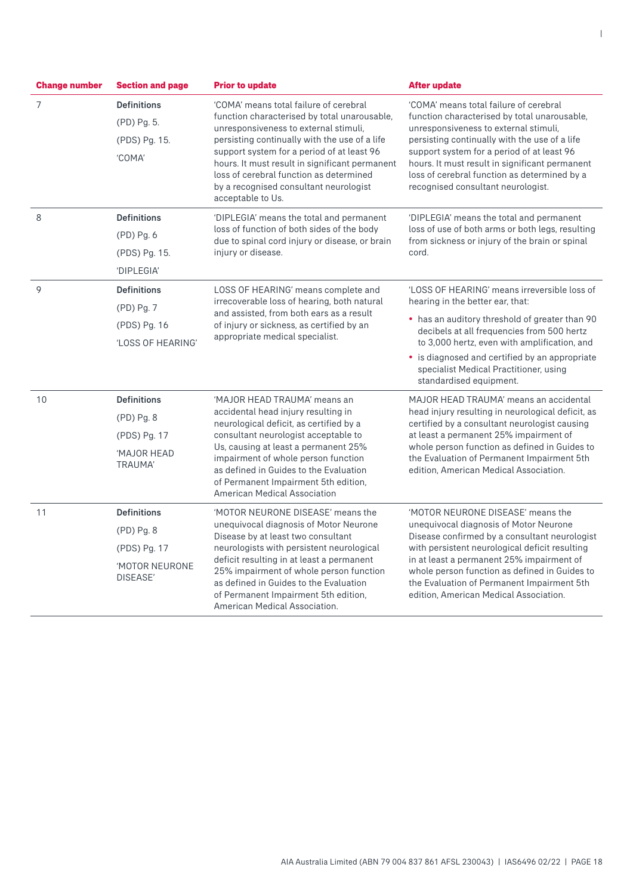| Change number | Section and page | Prior to update | After update |
|---|---|---|---|
| 7 | **Definitions**<br>(PD) Pg. 5.<br>(PDS) Pg. 15.<br>'COMA' | 'COMA' means total failure of cerebral function characterised by total unarousable, unresponsiveness to external stimuli, persisting continually with the use of a life support system for a period of at least 96 hours. It must result in significant permanent loss of cerebral function as determined by a recognised consultant neurologist acceptable to Us. | 'COMA' means total failure of cerebral function characterised by total unarousable, unresponsiveness to external stimuli, persisting continually with the use of a life support system for a period of at least 96 hours. It must result in significant permanent loss of cerebral function as determined by a recognised consultant neurologist. |
| 8 | **Definitions**<br>(PD) Pg. 6<br>(PDS) Pg. 15.<br>'DIPLEGIA' | 'DIPLEGIA' means the total and permanent loss of function of both sides of the body due to spinal cord injury or disease, or brain injury or disease. | 'DIPLEGIA' means the total and permanent loss of use of both arms or both legs, resulting from sickness or injury of the brain or spinal cord. |
| 9 | **Definitions**<br>(PD) Pg. 7<br>(PDS) Pg. 16<br>'LOSS OF HEARING' | LOSS OF HEARING' means complete and irrecoverable loss of hearing, both natural and assisted, from both ears as a result of injury or sickness, as certified by an appropriate medical specialist. | 'LOSS OF HEARING' means irreversible loss of hearing in the better ear, that:<br>• has an auditory threshold of greater than 90 decibels at all frequencies from 500 hertz to 3,000 hertz, even with amplification, and<br>• is diagnosed and certified by an appropriate specialist Medical Practitioner, using standardised equipment. |
| 10 | **Definitions**<br>(PD) Pg. 8<br>(PDS) Pg. 17<br>'MAJOR HEAD TRAUMA' | 'MAJOR HEAD TRAUMA' means an accidental head injury resulting in neurological deficit, as certified by a consultant neurologist acceptable to Us, causing at least a permanent 25% impairment of whole person function as defined in Guides to the Evaluation of Permanent Impairment 5th edition, American Medical Association | MAJOR HEAD TRAUMA' means an accidental head injury resulting in neurological deficit, as certified by a consultant neurologist causing at least a permanent 25% impairment of whole person function as defined in Guides to the Evaluation of Permanent Impairment 5th edition, American Medical Association. |
| 11 | **Definitions**<br>(PD) Pg. 8<br>(PDS) Pg. 17<br>'MOTOR NEURONE DISEASE' | 'MOTOR NEURONE DISEASE' means the unequivocal diagnosis of Motor Neurone Disease by at least two consultant neurologists with persistent neurological deficit resulting in at least a permanent 25% impairment of whole person function as defined in Guides to the Evaluation of Permanent Impairment 5th edition, American Medical Association. | 'MOTOR NEURONE DISEASE' means the unequivocal diagnosis of Motor Neurone Disease confirmed by a consultant neurologist with persistent neurological deficit resulting in at least a permanent 25% impairment of whole person function as defined in Guides to the Evaluation of Permanent Impairment 5th edition, American Medical Association. |

AIA Australia Limited (ABN 79 004 837 861 AFSL 230043) | IAS6496 02/22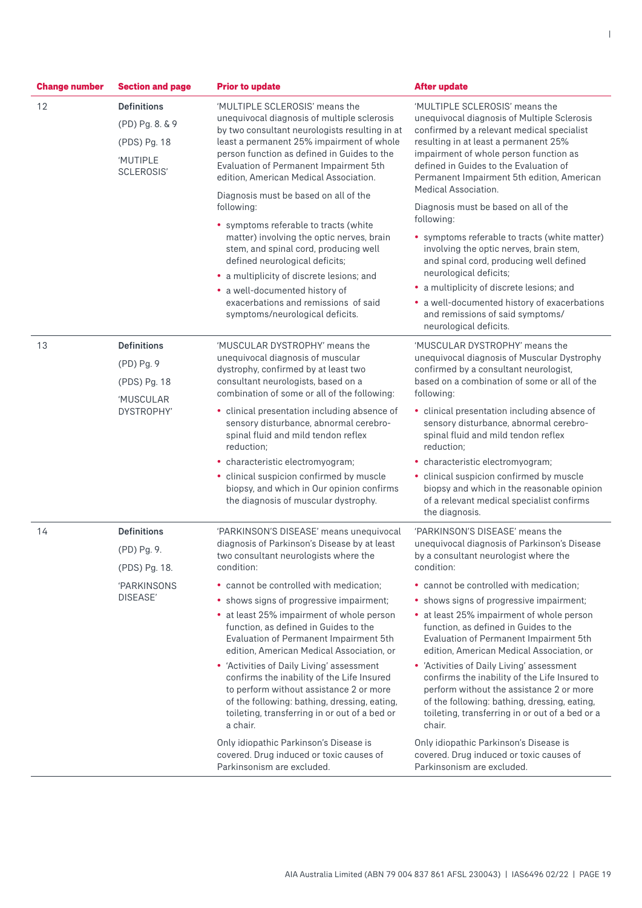| Change number | Section and page | Prior to update | After update |
|---|---|---|---|
| 12 | **Definitions**<br>(PD) Pg. 8. & 9<br>(PDS) Pg. 18<br>'MUTIPLE SCLEROSIS' | 'MULTIPLE SCLEROSIS' means the unequivocal diagnosis of multiple sclerosis by two consultant neurologists resulting in at least a permanent 25% impairment of whole person function as defined in Guides to the Evaluation of Permanent Impairment 5th edition, American Medical Association.<br>Diagnosis must be based on all of the following:<br>• symptoms referable to tracts (white matter) involving the optic nerves, brain stem, and spinal cord, producing well defined neurological deficits;<br>• a multiplicity of discrete lesions; and<br>• a well-documented history of exacerbations and remissions of said symptoms/neurological deficits. | 'MULTIPLE SCLEROSIS' means the unequivocal diagnosis of Multiple Sclerosis confirmed by a relevant medical specialist resulting in at least a permanent 25% impairment of whole person function as defined in Guides to the Evaluation of Permanent Impairment 5th edition, American Medical Association.<br>Diagnosis must be based on all of the following:<br>• symptoms referable to tracts (white matter) involving the optic nerves, brain stem, and spinal cord, producing well defined neurological deficits;<br>• a multiplicity of discrete lesions; and<br>• a well-documented history of exacerbations and remissions of said symptoms/neurological deficits. |
| 13 | **Definitions**<br>(PD) Pg. 9<br>(PDS) Pg. 18<br>'MUSCULAR DYSTROPHY' | 'MUSCULAR DYSTROPHY' means the unequivocal diagnosis of muscular dystrophy, confirmed by at least two consultant neurologists, based on a combination of some or all of the following:<br>• clinical presentation including absence of sensory disturbance, abnormal cerebro-spinal fluid and mild tendon reflex reduction;<br>• characteristic electromyogram;<br>• clinical suspicion confirmed by muscle biopsy, and which in Our opinion confirms the diagnosis of muscular dystrophy. | 'MUSCULAR DYSTROPHY' means the unequivocal diagnosis of Muscular Dystrophy confirmed by a consultant neurologist, based on a combination of some or all of the following:<br>• clinical presentation including absence of sensory disturbance, abnormal cerebro-spinal fluid and mild tendon reflex reduction;<br>• characteristic electromyogram;<br>• clinical suspicion confirmed by muscle biopsy and which in the reasonable opinion of a relevant medical specialist confirms the diagnosis. |
| 14 | **Definitions**<br>(PD) Pg. 9.<br>(PDS) Pg. 18.<br>'PARKINSONS DISEASE' | 'PARKINSON'S DISEASE' means unequivocal diagnosis of Parkinson's Disease by at least two consultant neurologists where the condition:<br>• cannot be controlled with medication;<br>• shows signs of progressive impairment;<br>• at least 25% impairment of whole person function, as defined in Guides to the Evaluation of Permanent Impairment 5th edition, American Medical Association, or<br>• 'Activities of Daily Living' assessment confirms the inability of the Life Insured to perform without assistance 2 or more of the following: bathing, dressing, eating, toileting, transferring in or out of a bed or a chair.<br>Only idiopathic Parkinson's Disease is covered. Drug induced or toxic causes of Parkinsonism are excluded. | 'PARKINSON'S DISEASE' means the unequivocal diagnosis of Parkinson's Disease by a consultant neurologist where the condition:<br>• cannot be controlled with medication;<br>• shows signs of progressive impairment;<br>• at least 25% impairment of whole person function, as defined in Guides to the Evaluation of Permanent Impairment 5th edition, American Medical Association, or<br>• 'Activities of Daily Living' assessment confirms the inability of the Life Insured to perform without the assistance 2 or more of the following: bathing, dressing, eating, toileting, transferring in or out of a bed or a chair.<br>Only idiopathic Parkinson's Disease is covered. Drug induced or toxic causes of Parkinsonism are excluded. |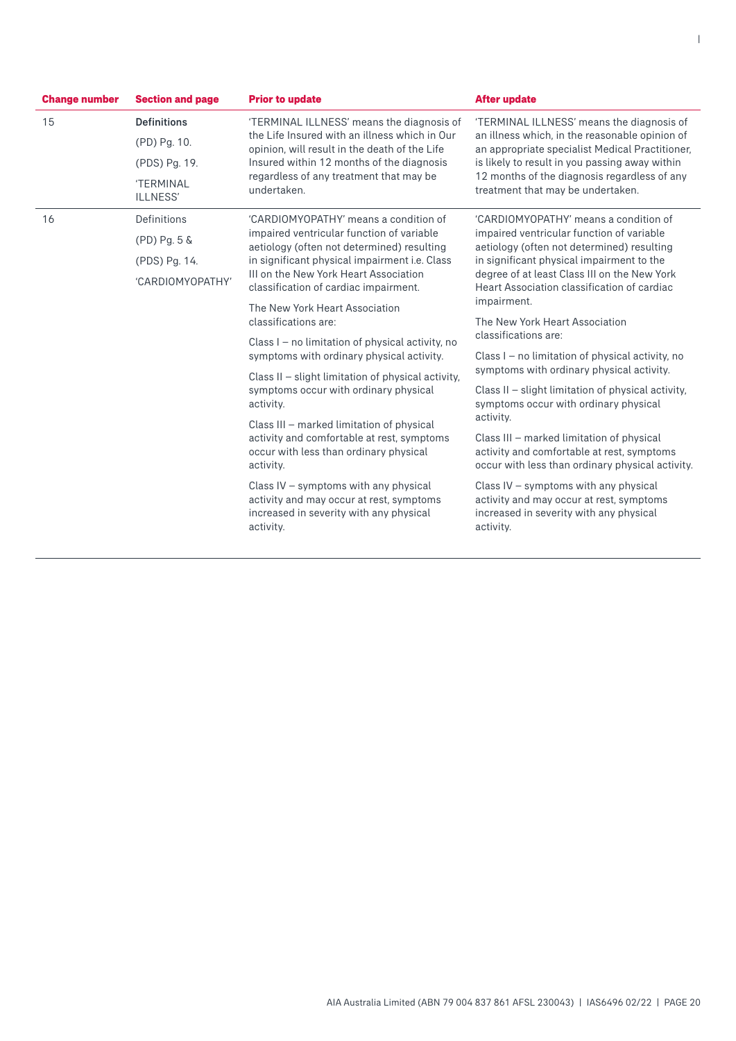| Change number | Section and page | Prior to update | After update |
| --- | --- | --- | --- |
| 15 | **Definitions**<br>(PD) Pg. 10.<br>(PDS) Pg. 19.<br>'TERMINAL ILLNESS' | 'TERMINAL ILLNESS' means the diagnosis of the Life Insured with an illness which in Our opinion, will result in the death of the Life Insured within 12 months of the diagnosis regardless of any treatment that may be undertaken. | 'TERMINAL ILLNESS' means the diagnosis of an illness which, in the reasonable opinion of an appropriate specialist Medical Practitioner, is likely to result in you passing away within 12 months of the diagnosis regardless of any treatment that may be undertaken. |
| 16 | Definitions<br>(PD) Pg. 5 &<br>(PDS) Pg. 14.<br>'CARDIOMYOPATHY' | 'CARDIOMYOPATHY' means a condition of impaired ventricular function of variable aetiology (often not determined) resulting in significant physical impairment i.e. Class III on the New York Heart Association classification of cardiac impairment.<br>The New York Heart Association classifications are:<br>Class I – no limitation of physical activity, no symptoms with ordinary physical activity.<br>Class II – slight limitation of physical activity, symptoms occur with ordinary physical activity.<br>Class III – marked limitation of physical activity and comfortable at rest, symptoms occur with less than ordinary physical activity.<br>Class IV – symptoms with any physical activity and may occur at rest, symptoms increased in severity with any physical activity. | 'CARDIOMYOPATHY' means a condition of impaired ventricular function of variable aetiology (often not determined) resulting in significant physical impairment to the degree of at least Class III on the New York Heart Association classification of cardiac impairment.<br>The New York Heart Association classifications are:<br>Class I – no limitation of physical activity, no symptoms with ordinary physical activity.<br>Class II – slight limitation of physical activity, symptoms occur with ordinary physical activity.<br>Class III – marked limitation of physical activity and comfortable at rest, symptoms occur with less than ordinary physical activity.<br>Class IV – symptoms with any physical activity and may occur at rest, symptoms increased in severity with any physical activity. |

AIA Australia Limited (ABN 79 004 837 861 AFSL 230043) | IAS6496 02/22